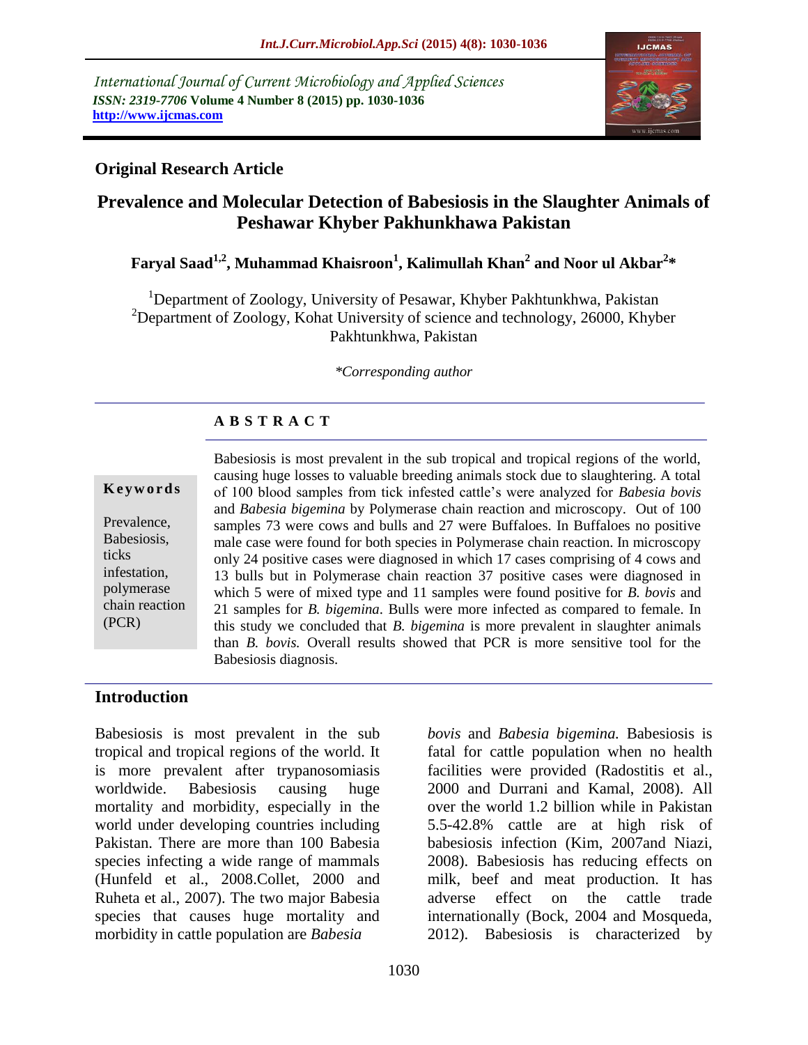International Journal of Current Microbiology and Applied Sciences
*ISSN: 2319-7706* **Volume 4 Number 8 (2015) pp. 1030-1036**
**http://www.ijcmas.com**

## Original Research Article

# Prevalence and Molecular Detection of Babesiosis in the Slaughter Animals of Peshawar Khyber Pakhunkhawa Pakistan

**Faryal Saad[1,2], Muhammad Khaisroon[1], Kalimullah Khan[2] and Noor ul Akbar[2]***

[1]Department of Zoology, University of Pesawar, Khyber Pakhtunkhwa, Pakistan
[2]Department of Zoology, Kohat University of science and technology, 26000, Khyber Pakhtunkhwa, Pakistan

*\*Corresponding author*

## ABSTRACT

**Keywords**

Prevalence, Babesiosis, ticks infestation, polymerase chain reaction (PCR)

Babesiosis is most prevalent in the sub tropical and tropical regions of the world, causing huge losses to valuable breeding animals stock due to slaughtering. A total of 100 blood samples from tick infested cattle's were analyzed for *Babesia bovis* and *Babesia bigemina* by Polymerase chain reaction and microscopy. Out of 100 samples 73 were cows and bulls and 27 were Buffaloes. In Buffaloes no positive male case were found for both species in Polymerase chain reaction. In microscopy only 24 positive cases were diagnosed in which 17 cases comprising of 4 cows and 13 bulls but in Polymerase chain reaction 37 positive cases were diagnosed in which 5 were of mixed type and 11 samples were found positive for *B. bovis* and 21 samples for *B. bigemina*. Bulls were more infected as compared to female. In this study we concluded that *B. bigemina* is more prevalent in slaughter animals than *B. bovis.* Overall results showed that PCR is more sensitive tool for the Babesiosis diagnosis.

## Introduction

Babesiosis is most prevalent in the sub tropical and tropical regions of the world. It is more prevalent after trypanosomiasis worldwide. Babesiosis causing huge mortality and morbidity, especially in the world under developing countries including Pakistan. There are more than 100 Babesia species infecting a wide range of mammals (Hunfeld et al., 2008.Collet, 2000 and Ruheta et al., 2007). The two major Babesia species that causes huge mortality and morbidity in cattle population are *Babesia bovis* and *Babesia bigemina.* Babesiosis is fatal for cattle population when no health facilities were provided (Radostitis et al., 2000 and Durrani and Kamal, 2008). All over the world 1.2 billion while in Pakistan 5.5-42.8% cattle are at high risk of babesiosis infection (Kim, 2007and Niazi, 2008). Babesiosis has reducing effects on milk, beef and meat production. It has adverse effect on the cattle trade internationally (Bock, 2004 and Mosqueda, 2012). Babesiosis is characterized by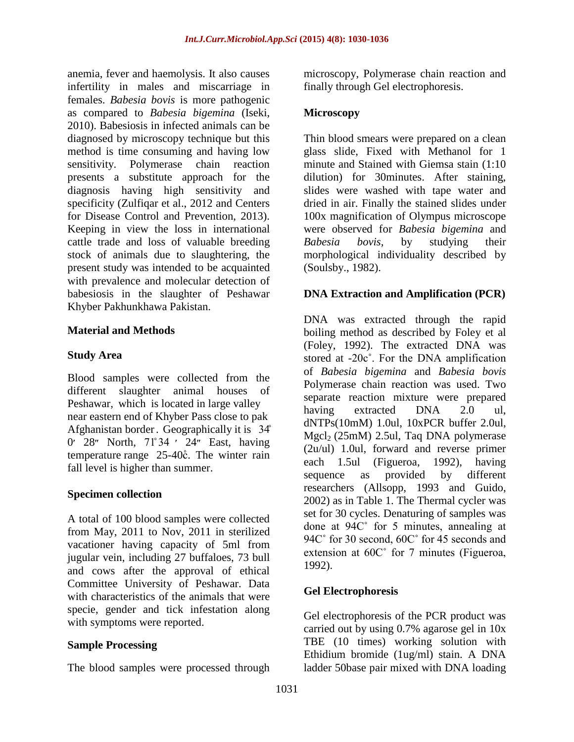anemia, fever and haemolysis. It also causes infertility in males and miscarriage in females. *Babesia bovis* is more pathogenic as compared to *Babesia bigemina* (Iseki, 2010). Babesiosis in infected animals can be diagnosed by microscopy technique but this method is time consuming and having low sensitivity. Polymerase chain reaction presents a substitute approach for the diagnosis having high sensitivity and specificity (Zulfiqar et al., 2012 and Centers for Disease Control and Prevention, 2013). Keeping in view the loss in international cattle trade and loss of valuable breeding stock of animals due to slaughtering, the present study was intended to be acquainted with prevalence and molecular detection of babesiosis in the slaughter of Peshawar Khyber Pakhunkhawa Pakistan.

## Material and Methods

### Study Area

Blood samples were collected from the different slaughter animal houses of Peshawar, which is located in large valley near eastern end of Khyber Pass close to pak Afghanistan border. Geographically it is 34° 0′ 28″ North, 71°34 ′ 24″ East, having temperature range 25-40c̊. The winter rain fall level is higher than summer.

### Specimen collection

A total of 100 blood samples were collected from May, 2011 to Nov, 2011 in sterilized vacationer having capacity of 5ml from jugular vein, including 27 buffaloes, 73 bull and cows after the approval of ethical Committee University of Peshawar. Data with characteristics of the animals that were specie, gender and tick infestation along with symptoms were reported.

### Sample Processing

The blood samples were processed through microscopy, Polymerase chain reaction and finally through Gel electrophoresis.

### Microscopy

Thin blood smears were prepared on a clean glass slide, Fixed with Methanol for 1 minute and Stained with Giemsa stain (1:10 dilution) for 30minutes. After staining, slides were washed with tape water and dried in air. Finally the stained slides under 100x magnification of Olympus microscope were observed for *Babesia bigemina* and *Babesia bovis*, by studying their morphological individuality described by (Soulsby., 1982).

### DNA Extraction and Amplification (PCR)

DNA was extracted through the rapid boiling method as described by Foley et al (Foley, 1992). The extracted DNA was stored at -20c˚. For the DNA amplification of *Babesia bigemina* and *Babesia bovis* Polymerase chain reaction was used. Two separate reaction mixture were prepared having extracted DNA 2.0 ul, dNTPs(10mM) 1.0ul, 10xPCR buffer 2.0ul, $Mgcl_2$ (25mM) 2.5ul, Taq DNA polymerase (2u/ul) 1.0ul, forward and reverse primer each 1.5ul (Figueroa, 1992), having sequence as provided by different researchers (Allsopp, 1993 and Guido, 2002) as in Table 1. The Thermal cycler was set for 30 cycles. Denaturing of samples was done at 94C˚ for 5 minutes, annealing at 94C˚ for 30 second, 60C˚ for 45 seconds and extension at 60C˚ for 7 minutes (Figueroa, 1992).

### Gel Electrophoresis

Gel electrophoresis of the PCR product was carried out by using 0.7% agarose gel in 10x TBE (10 times) working solution with Ethidium bromide (1ug/ml) stain. A DNA ladder 50base pair mixed with DNA loading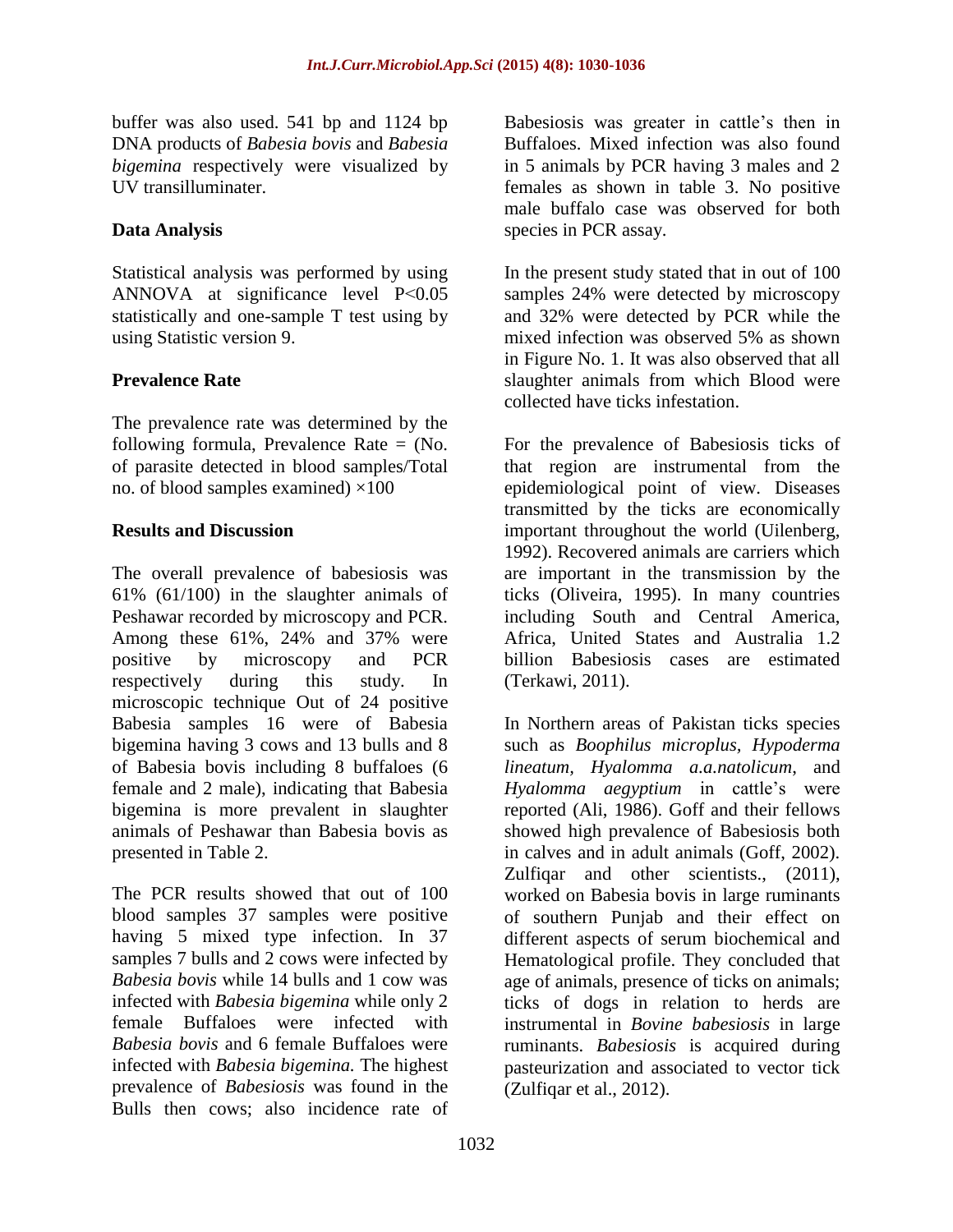buffer was also used. 541 bp and 1124 bp DNA products of *Babesia bovis* and *Babesia bigemina* respectively were visualized by UV transilluminater.

## Data Analysis

Statistical analysis was performed by using ANNOVA at significance level P<0.05 statistically and one-sample T test using by using Statistic version 9.

## Prevalence Rate

The prevalence rate was determined by the following formula, Prevalence Rate = (No. of parasite detected in blood samples/Total no. of blood samples examined) ×100

## Results and Discussion

The overall prevalence of babesiosis was 61% (61/100) in the slaughter animals of Peshawar recorded by microscopy and PCR. Among these 61%, 24% and 37% were positive by microscopy and PCR respectively during this study. In microscopic technique Out of 24 positive Babesia samples 16 were of Babesia bigemina having 3 cows and 13 bulls and 8 of Babesia bovis including 8 buffaloes (6 female and 2 male), indicating that Babesia bigemina is more prevalent in slaughter animals of Peshawar than Babesia bovis as presented in Table 2.

The PCR results showed that out of 100 blood samples 37 samples were positive having 5 mixed type infection. In 37 samples 7 bulls and 2 cows were infected by *Babesia bovis* while 14 bulls and 1 cow was infected with *Babesia bigemina* while only 2 female Buffaloes were infected with *Babesia bovis* and 6 female Buffaloes were infected with *Babesia bigemina.* The highest prevalence of *Babesiosis* was found in the Bulls then cows; also incidence rate of Babesiosis was greater in cattle's then in Buffaloes. Mixed infection was also found in 5 animals by PCR having 3 males and 2 females as shown in table 3. No positive male buffalo case was observed for both species in PCR assay.

In the present study stated that in out of 100 samples 24% were detected by microscopy and 32% were detected by PCR while the mixed infection was observed 5% as shown in Figure No. 1. It was also observed that all slaughter animals from which Blood were collected have ticks infestation.

For the prevalence of Babesiosis ticks of that region are instrumental from the epidemiological point of view. Diseases transmitted by the ticks are economically important throughout the world (Uilenberg, 1992). Recovered animals are carriers which are important in the transmission by the ticks (Oliveira, 1995). In many countries including South and Central America, Africa, United States and Australia 1.2 billion Babesiosis cases are estimated (Terkawi, 2011).

In Northern areas of Pakistan ticks species such as *Boophilus microplus, Hypoderma lineatum, Hyalomma a.a.natolicum*, and *Hyalomma aegyptium* in cattle's were reported (Ali, 1986). Goff and their fellows showed high prevalence of Babesiosis both in calves and in adult animals (Goff, 2002). Zulfiqar and other scientists., (2011), worked on Babesia bovis in large ruminants of southern Punjab and their effect on different aspects of serum biochemical and Hematological profile. They concluded that age of animals, presence of ticks on animals; ticks of dogs in relation to herds are instrumental in *Bovine babesiosis* in large ruminants. *Babesiosis* is acquired during pasteurization and associated to vector tick (Zulfiqar et al., 2012).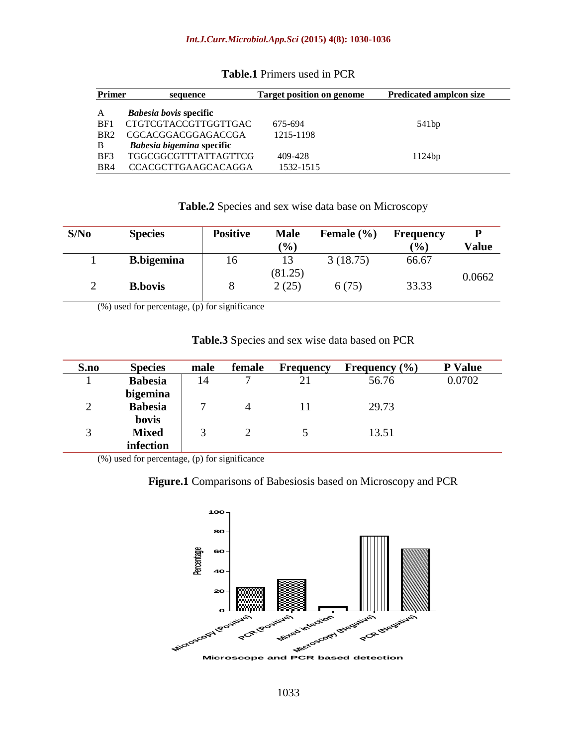**Table.1** Primers used in PCR

| Primer | sequence | Target position on genome | Predicated amplcon size |
|---|---|---|---|
| A | ***Babesia bovis* specific** | | |
| BF1 | CTGTCGTACCGTTGGTTGAC | 675-694 | 541bp |
| BR2 | CGCACGGACGGAGACCGA | 1215-1198 | |
| B | ***Babesia bigemina* specific** | | |
| BF3 | TGGCGGCGTTTATTAGTTCG | 409-428 | 1124bp |
| BR4 | CCACGCTTGAAGCACAGGA | 1532-1515 | |

**Table.2** Species and sex wise data base on Microscopy

| S/No | Species | Positive | Male (%) | Female (%) | Frequency (%) | P Value |
|---|---|---|---|---|---|---|
| 1 | **B.bigemina** | 16 | 13 (81.25) | 3 (18.75) | 66.67 | 0.0662 |
| 2 | **B.bovis** | 8 | 2 (25) | 6 (75) | 33.33 | |

(%) used for percentage, (p) for significance

**Table.3** Species and sex wise data based on PCR

| S.no | Species | male | female | Frequency | Frequency (%) | P Value |
|---|---|---|---|---|---|---|
| 1 | **Babesia bigemina** | 14 | 7 | 21 | 56.76 | 0.0702 |
| 2 | **Babesia bovis** | 7 | 4 | 11 | 29.73 | |
| 3 | **Mixed infection** | 3 | 2 | 5 | 13.51 | |

(%) used for percentage, (p) for significance

**Figure.1** Comparisons of Babesiosis based on Microscopy and PCR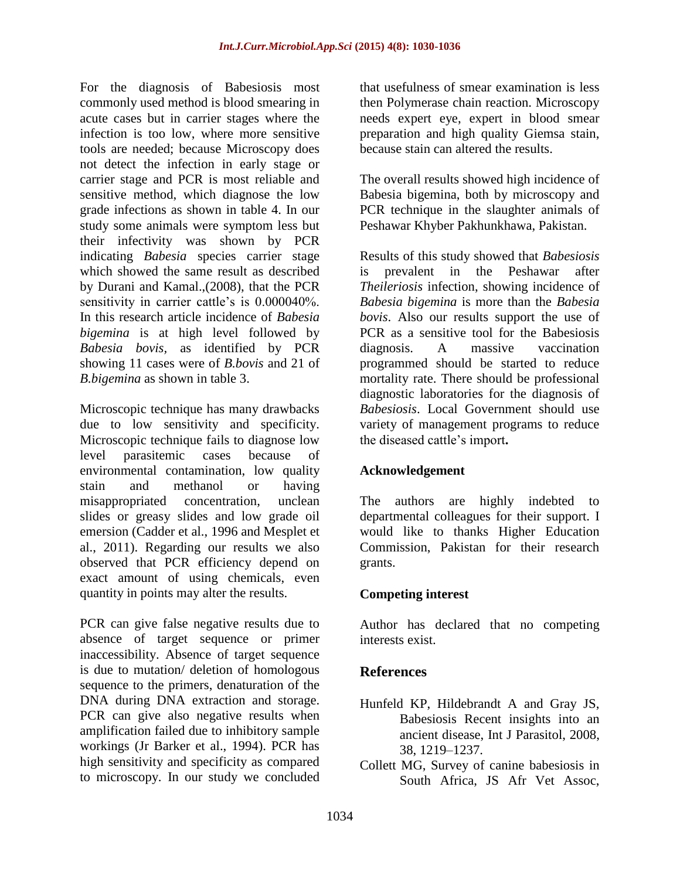For the diagnosis of Babesiosis most commonly used method is blood smearing in acute cases but in carrier stages where the infection is too low, where more sensitive tools are needed; because Microscopy does not detect the infection in early stage or carrier stage and PCR is most reliable and sensitive method, which diagnose the low grade infections as shown in table 4. In our study some animals were symptom less but their infectivity was shown by PCR indicating *Babesia* species carrier stage which showed the same result as described by Durani and Kamal.,(2008), that the PCR sensitivity in carrier cattle's is 0.000040%. In this research article incidence of *Babesia bigemina* is at high level followed by *Babesia bovis*, as identified by PCR showing 11 cases were of *B.bovis* and 21 of *B.bigemina* as shown in table 3.

Microscopic technique has many drawbacks due to low sensitivity and specificity. Microscopic technique fails to diagnose low level parasitemic cases because of environmental contamination, low quality stain and methanol or having misappropriated concentration, unclean slides or greasy slides and low grade oil emersion (Cadder et al., 1996 and Mesplet et al., 2011). Regarding our results we also observed that PCR efficiency depend on exact amount of using chemicals, even quantity in points may alter the results.

PCR can give false negative results due to absence of target sequence or primer inaccessibility. Absence of target sequence is due to mutation/ deletion of homologous sequence to the primers, denaturation of the DNA during DNA extraction and storage. PCR can give also negative results when amplification failed due to inhibitory sample workings (Jr Barker et al., 1994). PCR has high sensitivity and specificity as compared to microscopy. In our study we concluded that usefulness of smear examination is less then Polymerase chain reaction. Microscopy needs expert eye, expert in blood smear preparation and high quality Giemsa stain, because stain can altered the results.

The overall results showed high incidence of Babesia bigemina, both by microscopy and PCR technique in the slaughter animals of Peshawar Khyber Pakhunkhawa, Pakistan.

Results of this study showed that *Babesiosis* is prevalent in the Peshawar after *Theileriosis* infection, showing incidence of *Babesia bigemina* is more than the *Babesia bovis*. Also our results support the use of PCR as a sensitive tool for the Babesiosis diagnosis. A massive vaccination programmed should be started to reduce mortality rate. There should be professional diagnostic laboratories for the diagnosis of *Babesiosis*. Local Government should use variety of management programs to reduce the diseased cattle's import**.**

## Acknowledgement

The authors are highly indebted to departmental colleagues for their support. I would like to thanks Higher Education Commission, Pakistan for their research grants.

## Competing interest

Author has declared that no competing interests exist.

## References

Hunfeld KP, Hildebrandt A and Gray JS, Babesiosis Recent insights into an ancient disease, Int J Parasitol, 2008, 38, 1219–1237.

Collett MG, Survey of canine babesiosis in South Africa, JS Afr Vet Assoc,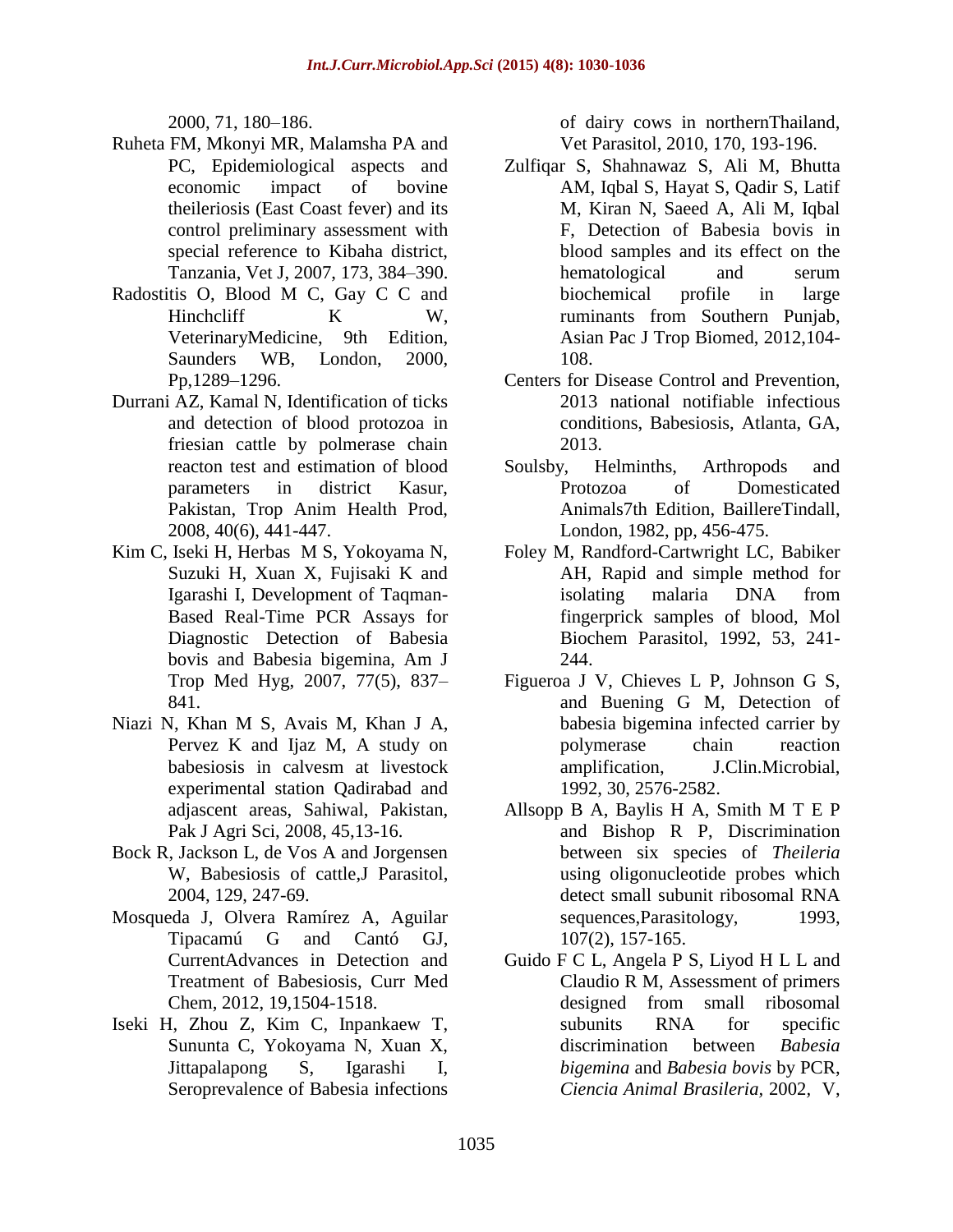2000, 71, 180–186.

Ruheta FM, Mkonyi MR, Malamsha PA and PC, Epidemiological aspects and economic impact of bovine theileriosis (East Coast fever) and its control preliminary assessment with special reference to Kibaha district, Tanzania, Vet J, 2007, 173, 384–390.

Radostitis O, Blood M C, Gay C C and Hinchcliff K W, VeterinaryMedicine, 9th Edition, Saunders WB, London, 2000, Pp,1289–1296.

Durrani AZ, Kamal N, Identification of ticks and detection of blood protozoa in friesian cattle by polmerase chain reacton test and estimation of blood parameters in district Kasur, Pakistan, Trop Anim Health Prod, 2008, 40(6), 441-447.

Kim C, Iseki H, Herbas M S, Yokoyama N, Suzuki H, Xuan X, Fujisaki K and Igarashi I, Development of Taqman-Based Real-Time PCR Assays for Diagnostic Detection of Babesia bovis and Babesia bigemina, Am J Trop Med Hyg, 2007, 77(5), 837–841.

Niazi N, Khan M S, Avais M, Khan J A, Pervez K and Ijaz M, A study on babesiosis in calvesm at livestock experimental station Qadirabad and adjascent areas, Sahiwal, Pakistan, Pak J Agri Sci, 2008, 45,13-16.

Bock R, Jackson L, de Vos A and Jorgensen W, Babesiosis of cattle,J Parasitol, 2004, 129, 247-69.

Mosqueda J, Olvera Ramírez A, Aguilar Tipacamú G and Cantó GJ, CurrentAdvances in Detection and Treatment of Babesiosis, Curr Med Chem, 2012, 19,1504-1518.

Iseki H, Zhou Z, Kim C, Inpankaew T, Sununta C, Yokoyama N, Xuan X, Jittapalapong S, Igarashi I, Seroprevalence of Babesia infections of dairy cows in northernThailand, Vet Parasitol, 2010, 170, 193-196.

Zulfiqar S, Shahnawaz S, Ali M, Bhutta AM, Iqbal S, Hayat S, Qadir S, Latif M, Kiran N, Saeed A, Ali M, Iqbal F, Detection of Babesia bovis in blood samples and its effect on the hematological and serum biochemical profile in large ruminants from Southern Punjab, Asian Pac J Trop Biomed, 2012,104-108.

Centers for Disease Control and Prevention, 2013 national notifiable infectious conditions, Babesiosis, Atlanta, GA, 2013.

Soulsby, Helminths, Arthropods and Protozoa of Domesticated Animals7th Edition, BaillereTindall, London, 1982, pp, 456-475.

Foley M, Randford-Cartwright LC, Babiker AH, Rapid and simple method for isolating malaria DNA from fingerprick samples of blood, Mol Biochem Parasitol, 1992, 53, 241-244.

Figueroa J V, Chieves L P, Johnson G S, and Buening G M, Detection of babesia bigemina infected carrier by polymerase chain reaction amplification, J.Clin.Microbial, 1992, 30, 2576-2582.

Allsopp B A, Baylis H A, Smith M T E P and Bishop R P, Discrimination between six species of *Theileria* using oligonucleotide probes which detect small subunit ribosomal RNA sequences,Parasitology, 1993, 107(2), 157-165.

Guido F C L, Angela P S, Liyod H L L and Claudio R M, Assessment of primers designed from small ribosomal subunits RNA for specific discrimination between *Babesia bigemina* and *Babesia bovis* by PCR, *Ciencia Animal Brasileria*, 2002, V,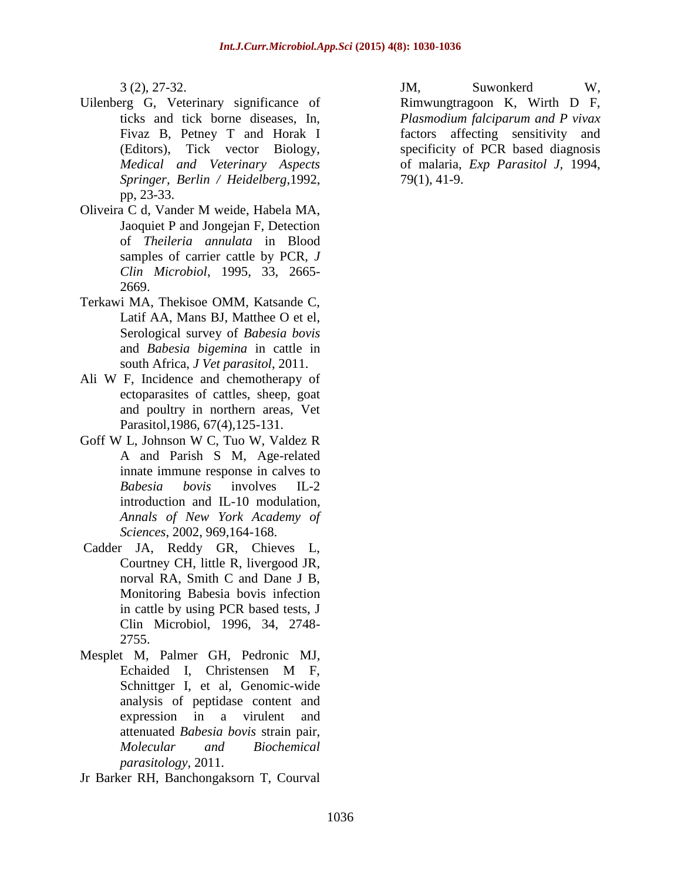3 (2), 27-32.

Uilenberg G, Veterinary significance of ticks and tick borne diseases, In, Fivaz B, Petney T and Horak I (Editors), Tick vector Biology, *Medical and Veterinary Aspects Springer, Berlin / Heidelberg*,1992, pp, 23-33.

Oliveira C d, Vander M weide, Habela MA, Jaoquiet P and Jongejan F, Detection of *Theileria annulata* in Blood samples of carrier cattle by PCR, *J Clin Microbiol*, 1995, 33, 2665-2669.

Terkawi MA, Thekisoe OMM, Katsande C, Latif AA, Mans BJ, Matthee O et el, Serological survey of *Babesia bovis* and *Babesia bigemina* in cattle in south Africa, *J Vet parasitol*, 2011.

Ali W F, Incidence and chemotherapy of ectoparasites of cattles, sheep, goat and poultry in northern areas, Vet Parasitol,1986, 67(4),125-131.

Goff W L, Johnson W C, Tuo W, Valdez R A and Parish S M, Age-related innate immune response in calves to *Babesia bovis* involves IL-2 introduction and IL-10 modulation, *Annals of New York Academy of Sciences*, 2002, 969,164-168.

Cadder JA, Reddy GR, Chieves L, Courtney CH, little R, livergood JR, norval RA, Smith C and Dane J B, Monitoring Babesia bovis infection in cattle by using PCR based tests, J Clin Microbiol, 1996, 34, 2748-2755.

Mesplet M, Palmer GH, Pedronic MJ, Echaided I, Christensen M F, Schnittger I, et al, Genomic-wide analysis of peptidase content and expression in a virulent and attenuated *Babesia bovis* strain pair, *Molecular and Biochemical parasitology*, 2011.

Jr Barker RH, Banchongaksorn T, Courval JM, Suwonkerd W, Rimwungtragoon K, Wirth D F, *Plasmodium falciparum and P vivax* factors affecting sensitivity and specificity of PCR based diagnosis of malaria, *Exp Parasitol J*, 1994, 79(1), 41-9.